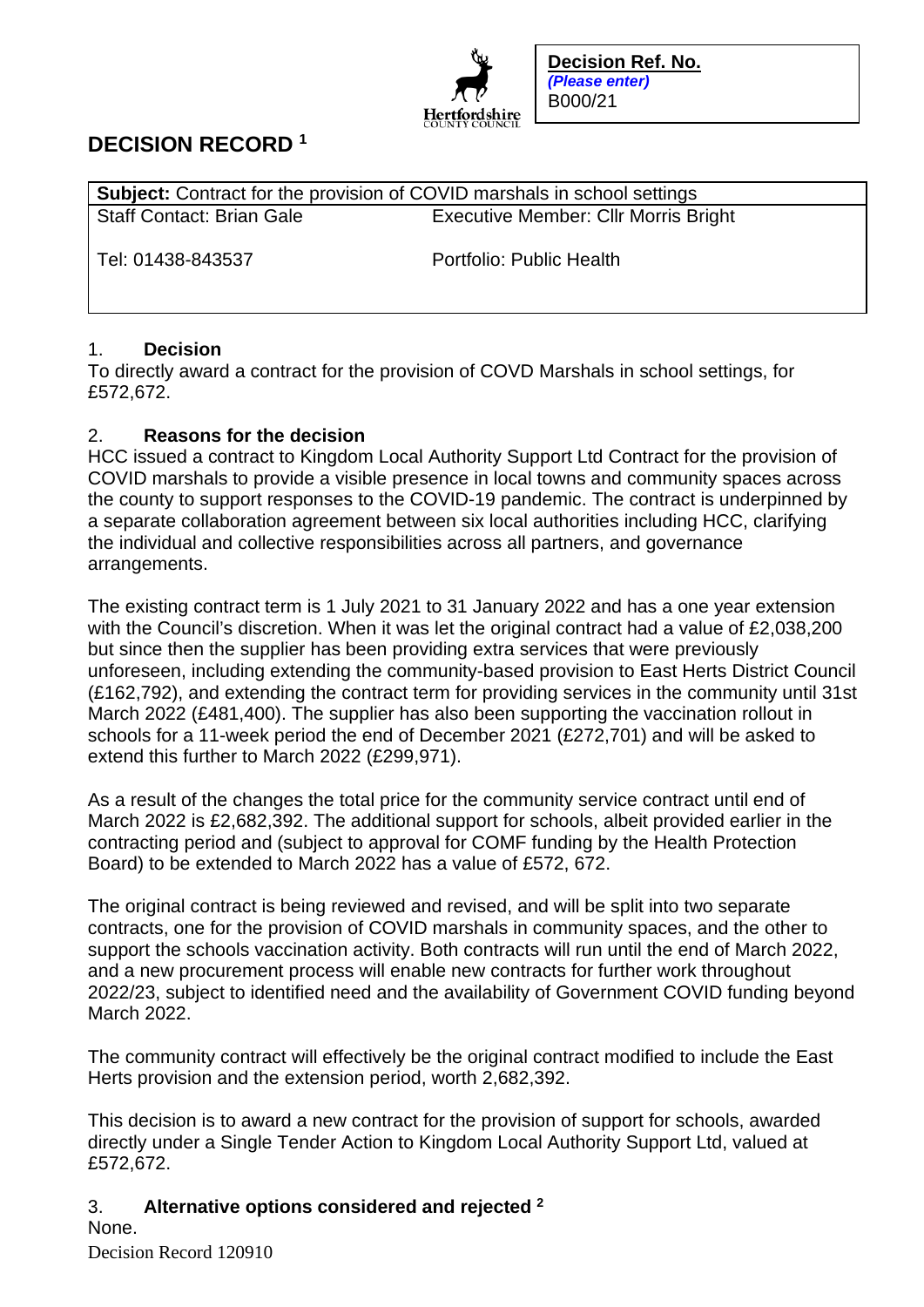**Decision Ref. No.**
*(Please enter)*
B000/21

# DECISION RECORD [1]

| **Subject:** Contract for the provision of COVID marshals in school settings | |
|---|---|
| Staff Contact: Brian Gale | Executive Member: Cllr Morris Bright |
| Tel: 01438-843537 | Portfolio: Public Health |

## 1. Decision

To directly award a contract for the provision of COVD Marshals in school settings, for £572,672.

## 2. Reasons for the decision

HCC issued a contract to Kingdom Local Authority Support Ltd Contract for the provision of COVID marshals to provide a visible presence in local towns and community spaces across the county to support responses to the COVID-19 pandemic. The contract is underpinned by a separate collaboration agreement between six local authorities including HCC, clarifying the individual and collective responsibilities across all partners, and governance arrangements.

The existing contract term is 1 July 2021 to 31 January 2022 and has a one year extension with the Council's discretion. When it was let the original contract had a value of £2,038,200 but since then the supplier has been providing extra services that were previously unforeseen, including extending the community-based provision to East Herts District Council (£162,792), and extending the contract term for providing services in the community until 31st March 2022 (£481,400). The supplier has also been supporting the vaccination rollout in schools for a 11-week period the end of December 2021 (£272,701) and will be asked to extend this further to March 2022 (£299,971).

As a result of the changes the total price for the community service contract until end of March 2022 is £2,682,392. The additional support for schools, albeit provided earlier in the contracting period and (subject to approval for COMF funding by the Health Protection Board) to be extended to March 2022 has a value of £572, 672.

The original contract is being reviewed and revised, and will be split into two separate contracts, one for the provision of COVID marshals in community spaces, and the other to support the schools vaccination activity. Both contracts will run until the end of March 2022, and a new procurement process will enable new contracts for further work throughout 2022/23, subject to identified need and the availability of Government COVID funding beyond March 2022.

The community contract will effectively be the original contract modified to include the East Herts provision and the extension period, worth 2,682,392.

This decision is to award a new contract for the provision of support for schools, awarded directly under a Single Tender Action to Kingdom Local Authority Support Ltd, valued at £572,672.

## 3. Alternative options considered and rejected [2]

None.

Decision Record 120910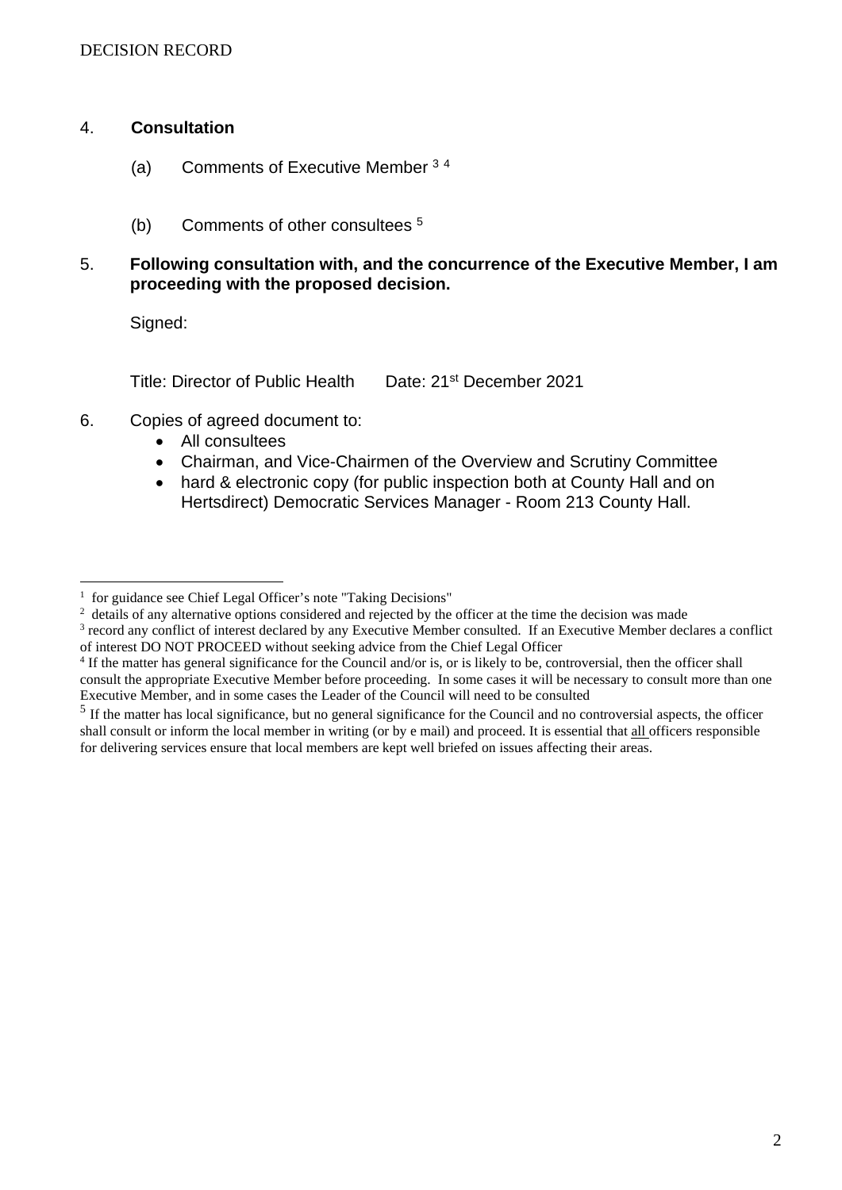DECISION RECORD

4. **Consultation**

(a) Comments of Executive Member [3] [4]

(b) Comments of other consultees [5]

5. **Following consultation with, and the concurrence of the Executive Member, I am proceeding with the proposed decision.**

Signed:

Title: Director of Public Health Date: 21st December 2021

6. Copies of agreed document to:
   - All consultees
   - Chairman, and Vice-Chairmen of the Overview and Scrutiny Committee
   - hard & electronic copy (for public inspection both at County Hall and on Hertsdirect) Democratic Services Manager - Room 213 County Hall.

---

[1] for guidance see Chief Legal Officer's note "Taking Decisions"

[2] details of any alternative options considered and rejected by the officer at the time the decision was made

[3] record any conflict of interest declared by any Executive Member consulted. If an Executive Member declares a conflict of interest DO NOT PROCEED without seeking advice from the Chief Legal Officer

[4] If the matter has general significance for the Council and/or is, or is likely to be, controversial, then the officer shall consult the appropriate Executive Member before proceeding. In some cases it will be necessary to consult more than one Executive Member, and in some cases the Leader of the Council will need to be consulted

[5] If the matter has local significance, but no general significance for the Council and no controversial aspects, the officer shall consult or inform the local member in writing (or by e mail) and proceed. It is essential that all officers responsible for delivering services ensure that local members are kept well briefed on issues affecting their areas.